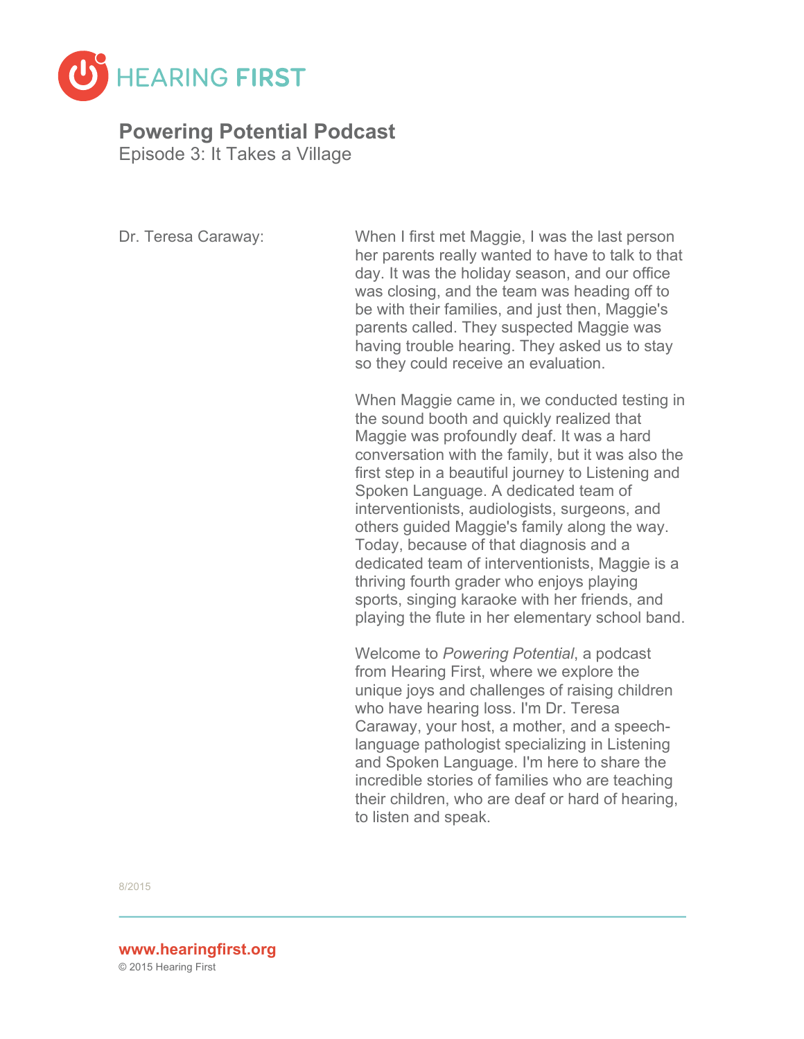# Powering Potential Podcast

## Episode 3: It Takes a Village

**Dr. Teresa Caraway:** When I first met Maggie, I was the last person her parents really wanted to have to talk to that day. It was the holiday season, and our office was closing, and the team was heading off to be with their families, and just then, Maggie's parents called. They suspected Maggie was having trouble hearing. They asked us to stay so they could receive an evaluation.

When Maggie came in, we conducted testing in the sound booth and quickly realized that Maggie was profoundly deaf. It was a hard conversation with the family, but it was also the first step in a beautiful journey to Listening and Spoken Language. A dedicated team of interventionists, audiologists, surgeons, and others guided Maggie's family along the way. Today, because of that diagnosis and a dedicated team of interventionists, Maggie is a thriving fourth grader who enjoys playing sports, singing karaoke with her friends, and playing the flute in her elementary school band.

Welcome to *Powering Potential*, a podcast from Hearing First, where we explore the unique joys and challenges of raising children who have hearing loss. I'm Dr. Teresa Caraway, your host, a mother, and a speech-language pathologist specializing in Listening and Spoken Language. I'm here to share the incredible stories of families who are teaching their children, who are deaf or hard of hearing, to listen and speak.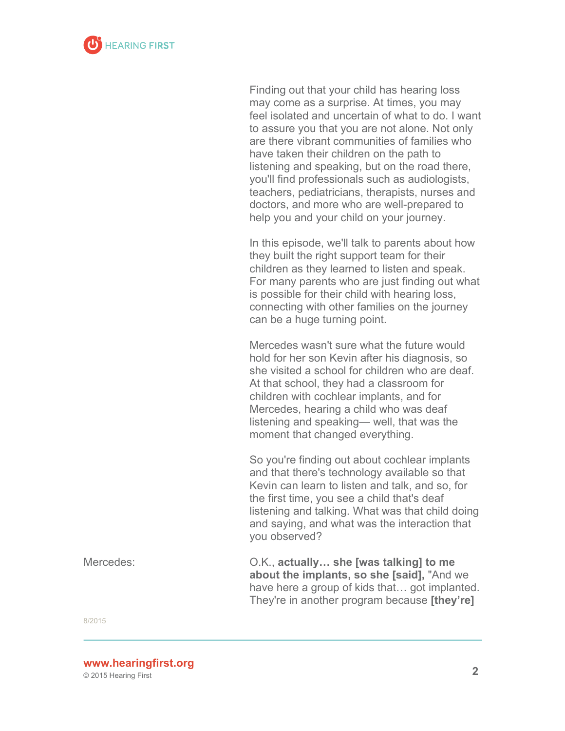Finding out that your child has hearing loss may come as a surprise. At times, you may feel isolated and uncertain of what to do. I want to assure you that you are not alone. Not only are there vibrant communities of families who have taken their children on the path to listening and speaking, but on the road there, you'll find professionals such as audiologists, teachers, pediatricians, therapists, nurses and doctors, and more who are well-prepared to help you and your child on your journey.

In this episode, we'll talk to parents about how they built the right support team for their children as they learned to listen and speak. For many parents who are just finding out what is possible for their child with hearing loss, connecting with other families on the journey can be a huge turning point.

Mercedes wasn't sure what the future would hold for her son Kevin after his diagnosis, so she visited a school for children who are deaf. At that school, they had a classroom for children with cochlear implants, and for Mercedes, hearing a child who was deaf listening and speaking— well, that was the moment that changed everything.

So you're finding out about cochlear implants and that there's technology available so that Kevin can learn to listen and talk, and so, for the first time, you see a child that's deaf listening and talking. What was that child doing and saying, and what was the interaction that you observed?

Mercedes: O.K., **actually… she [was talking] to me about the implants, so she [said],** "And we have here a group of kids that… got implanted. They're in another program because **[they're]**

8/2015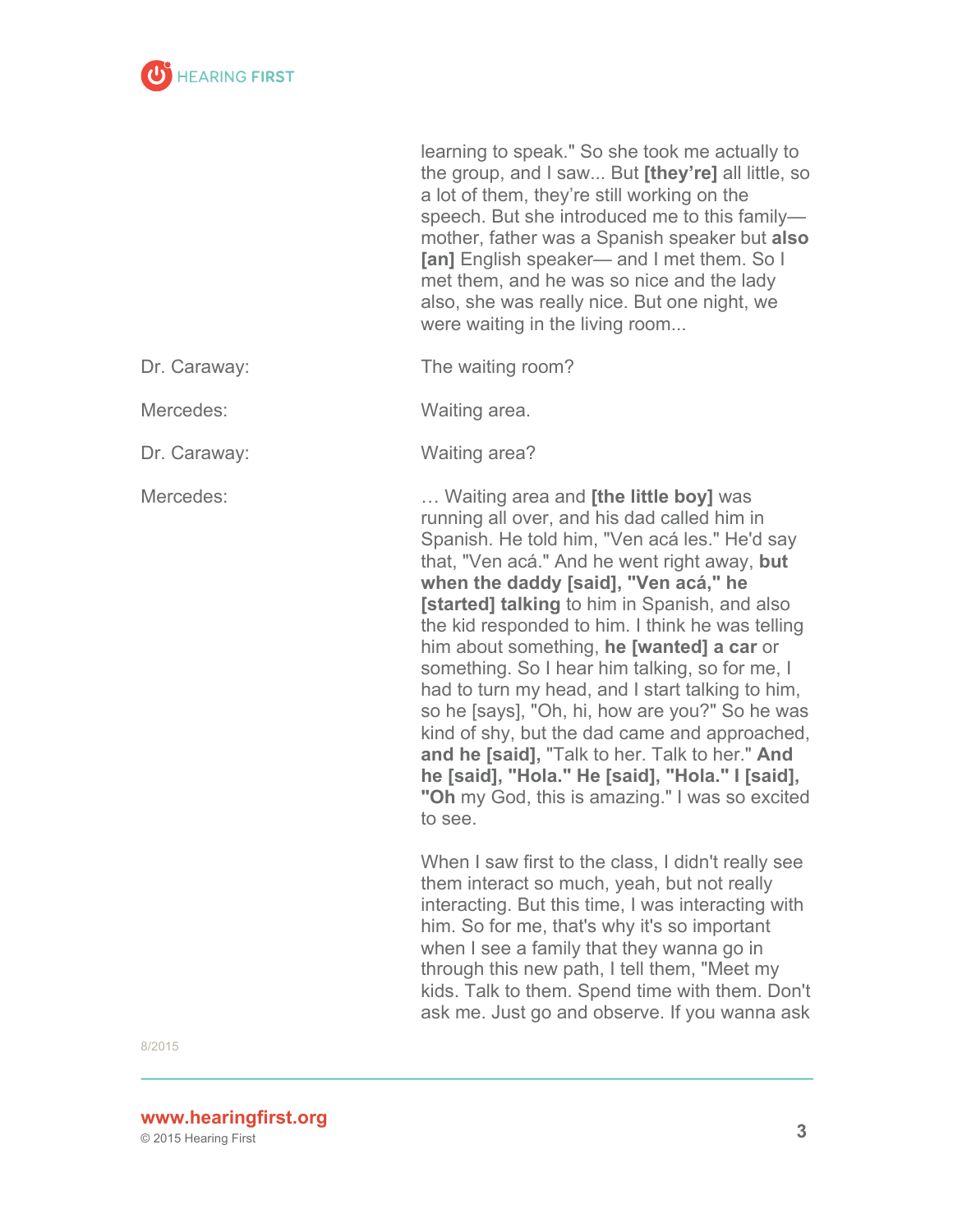learning to speak." So she took me actually to the group, and I saw... But **[they're]** all little, so a lot of them, they're still working on the speech. But she introduced me to this family— mother, father was a Spanish speaker but **also [an]** English speaker— and I met them. So I met them, and he was so nice and the lady also, she was really nice. But one night, we were waiting in the living room...

Dr. Caraway: The waiting room?

Mercedes: Waiting area.

Dr. Caraway: Waiting area?

Mercedes: … Waiting area and **[the little boy]** was running all over, and his dad called him in Spanish. He told him, "Ven acá les." He'd say that, "Ven acá." And he went right away, **but when the daddy [said], "Ven acá," he [started] talking** to him in Spanish, and also the kid responded to him. I think he was telling him about something, **he [wanted] a car** or something. So I hear him talking, so for me, I had to turn my head, and I start talking to him, so he [says], "Oh, hi, how are you?" So he was kind of shy, but the dad came and approached, **and he [said],** "Talk to her. Talk to her." **And he [said], "Hola." He [said], "Hola." I [said], "Oh** my God, this is amazing." I was so excited to see.

When I saw first to the class, I didn't really see them interact so much, yeah, but not really interacting. But this time, I was interacting with him. So for me, that's why it's so important when I see a family that they wanna go in through this new path, I tell them, "Meet my kids. Talk to them. Spend time with them. Don't ask me. Just go and observe. If you wanna ask

8/2015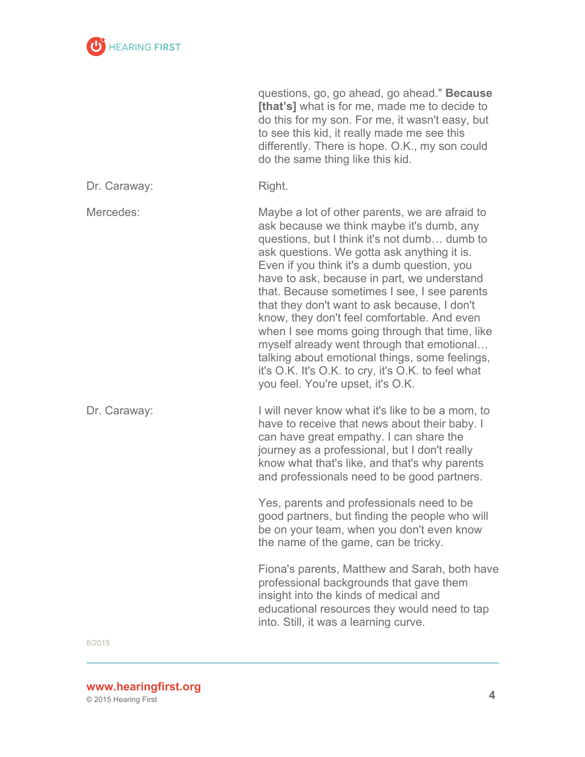questions, go, go ahead, go ahead." **Because [that's]** what is for me, made me to decide to do this for my son. For me, it wasn't easy, but to see this kid, it really made me see this differently. There is hope. O.K., my son could do the same thing like this kid.

Dr. Caraway: Right.

Mercedes: Maybe a lot of other parents, we are afraid to ask because we think maybe it's dumb, any questions, but I think it's not dumb… dumb to ask questions. We gotta ask anything it is. Even if you think it's a dumb question, you have to ask, because in part, we understand that. Because sometimes I see, I see parents that they don't want to ask because, I don't know, they don't feel comfortable. And even when I see moms going through that time, like myself already went through that emotional… talking about emotional things, some feelings, it's O.K. It's O.K. to cry, it's O.K. to feel what you feel. You're upset, it's O.K.

Dr. Caraway: I will never know what it's like to be a mom, to have to receive that news about their baby. I can have great empathy. I can share the journey as a professional, but I don't really know what that's like, and that's why parents and professionals need to be good partners.

Yes, parents and professionals need to be good partners, but finding the people who will be on your team, when you don't even know the name of the game, can be tricky.

Fiona's parents, Matthew and Sarah, both have professional backgrounds that gave them insight into the kinds of medical and educational resources they would need to tap into. Still, it was a learning curve.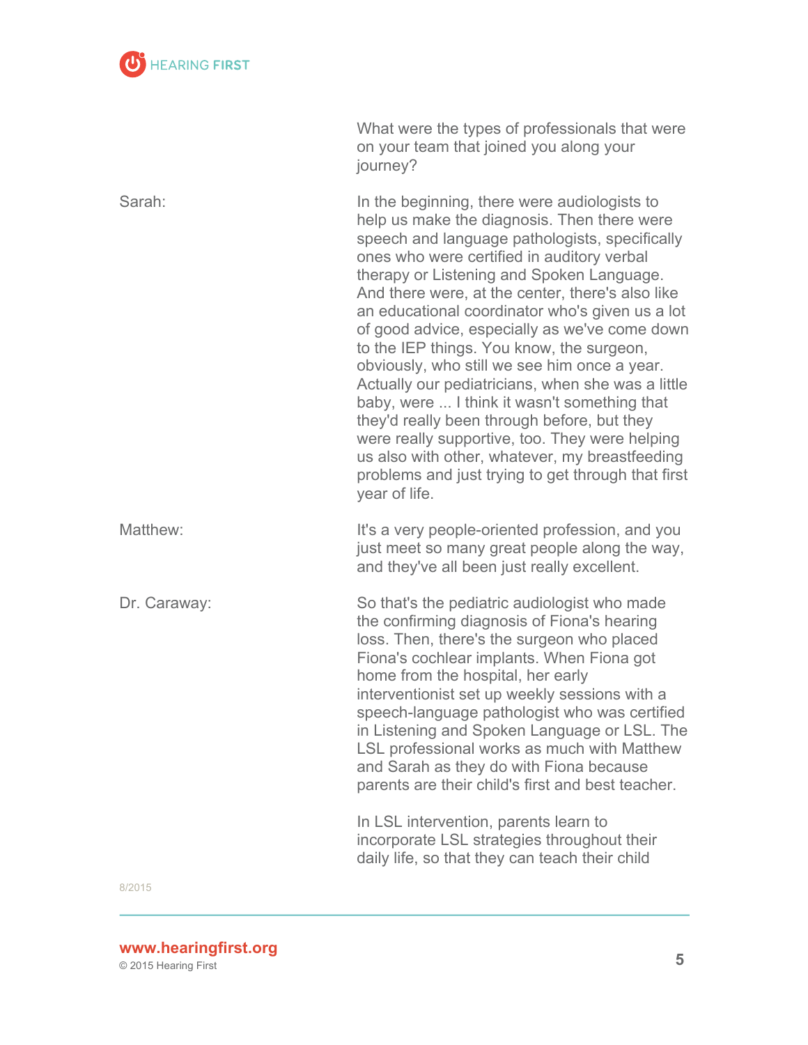What were the types of professionals that were on your team that joined you along your journey?

**Sarah:** In the beginning, there were audiologists to help us make the diagnosis. Then there were speech and language pathologists, specifically ones who were certified in auditory verbal therapy or Listening and Spoken Language. And there were, at the center, there's also like an educational coordinator who's given us a lot of good advice, especially as we've come down to the IEP things. You know, the surgeon, obviously, who still we see him once a year. Actually our pediatricians, when she was a little baby, were ... I think it wasn't something that they'd really been through before, but they were really supportive, too. They were helping us also with other, whatever, my breastfeeding problems and just trying to get through that first year of life.

**Matthew:** It's a very people-oriented profession, and you just meet so many great people along the way, and they've all been just really excellent.

**Dr. Caraway:** So that's the pediatric audiologist who made the confirming diagnosis of Fiona's hearing loss. Then, there's the surgeon who placed Fiona's cochlear implants. When Fiona got home from the hospital, her early interventionist set up weekly sessions with a speech-language pathologist who was certified in Listening and Spoken Language or LSL. The LSL professional works as much with Matthew and Sarah as they do with Fiona because parents are their child's first and best teacher.

In LSL intervention, parents learn to incorporate LSL strategies throughout their daily life, so that they can teach their child

8/2015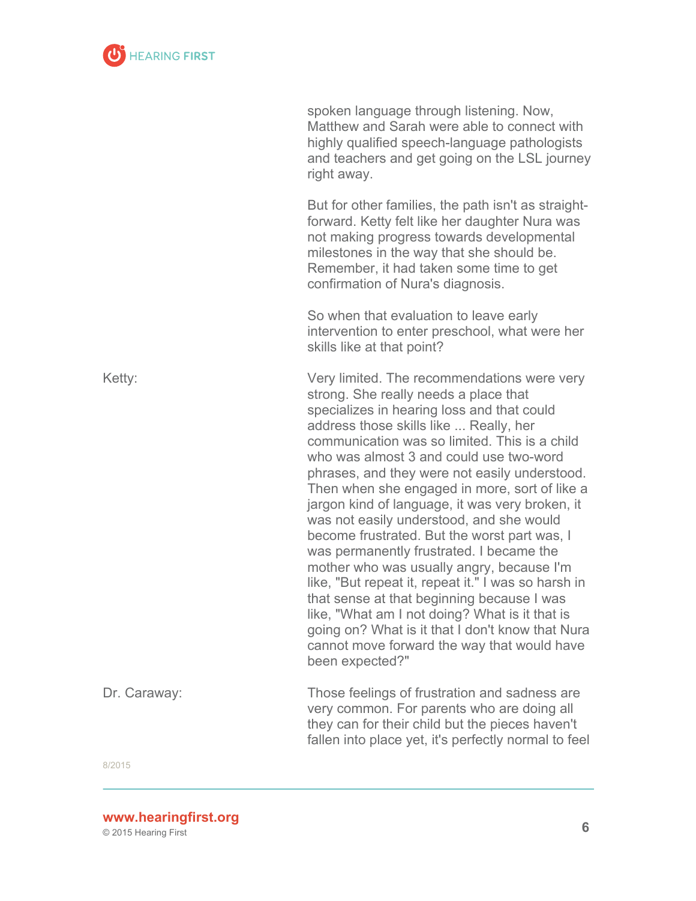spoken language through listening. Now, Matthew and Sarah were able to connect with highly qualified speech-language pathologists and teachers and get going on the LSL journey right away.

But for other families, the path isn't as straight-forward. Ketty felt like her daughter Nura was not making progress towards developmental milestones in the way that she should be. Remember, it had taken some time to get confirmation of Nura's diagnosis.

So when that evaluation to leave early intervention to enter preschool, what were her skills like at that point?

**Ketty:** Very limited. The recommendations were very strong. She really needs a place that specializes in hearing loss and that could address those skills like ... Really, her communication was so limited. This is a child who was almost 3 and could use two-word phrases, and they were not easily understood. Then when she engaged in more, sort of like a jargon kind of language, it was very broken, it was not easily understood, and she would become frustrated. But the worst part was, I was permanently frustrated. I became the mother who was usually angry, because I'm like, "But repeat it, repeat it." I was so harsh in that sense at that beginning because I was like, "What am I not doing? What is it that is going on? What is it that I don't know that Nura cannot move forward the way that would have been expected?"

**Dr. Caraway:** Those feelings of frustration and sadness are very common. For parents who are doing all they can for their child but the pieces haven't fallen into place yet, it's perfectly normal to feel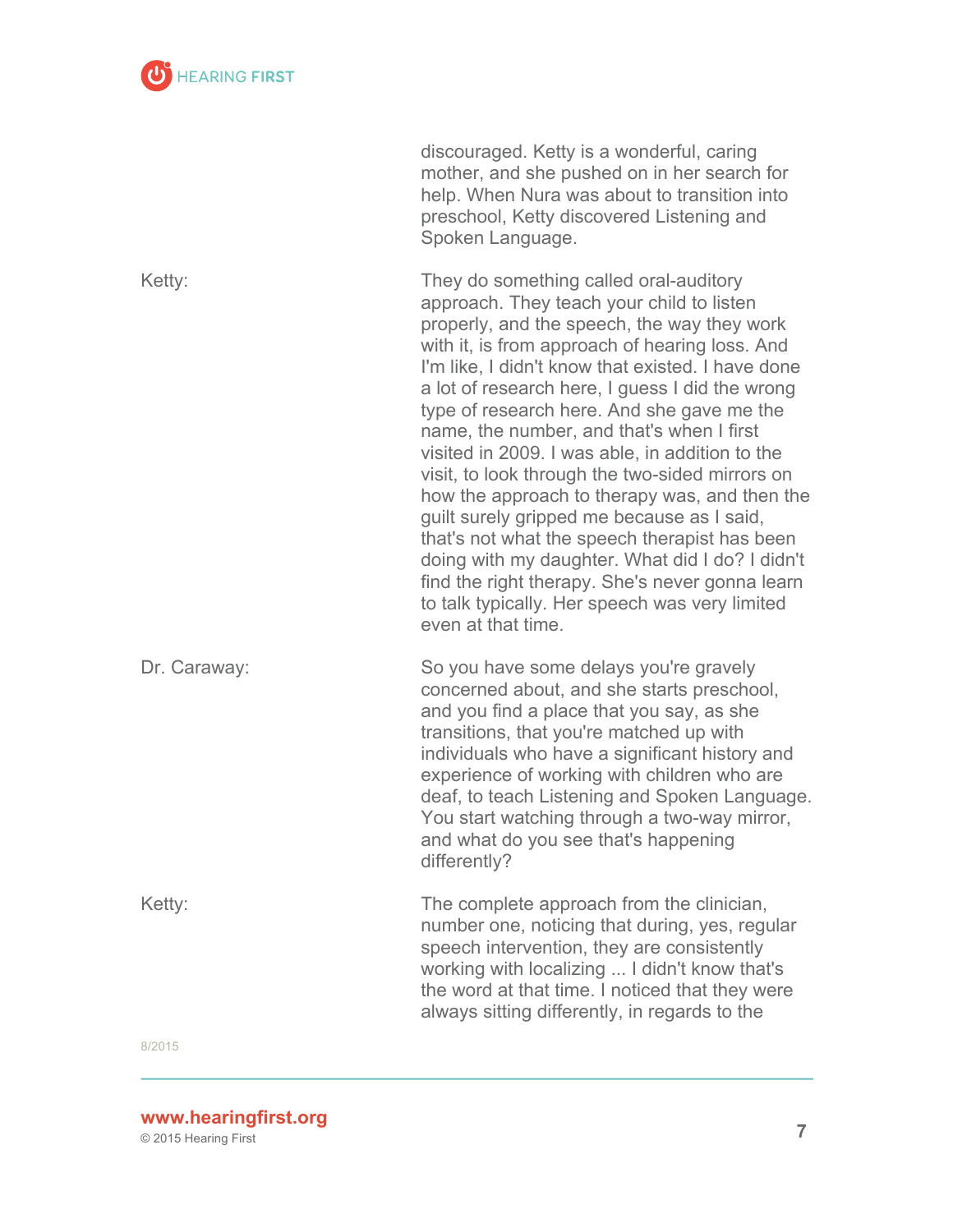discouraged. Ketty is a wonderful, caring mother, and she pushed on in her search for help. When Nura was about to transition into preschool, Ketty discovered Listening and Spoken Language.

**Ketty:** They do something called oral-auditory approach. They teach your child to listen properly, and the speech, the way they work with it, is from approach of hearing loss. And I'm like, I didn't know that existed. I have done a lot of research here, I guess I did the wrong type of research here. And she gave me the name, the number, and that's when I first visited in 2009. I was able, in addition to the visit, to look through the two-sided mirrors on how the approach to therapy was, and then the guilt surely gripped me because as I said, that's not what the speech therapist has been doing with my daughter. What did I do? I didn't find the right therapy. She's never gonna learn to talk typically. Her speech was very limited even at that time.

**Dr. Caraway:** So you have some delays you're gravely concerned about, and she starts preschool, and you find a place that you say, as she transitions, that you're matched up with individuals who have a significant history and experience of working with children who are deaf, to teach Listening and Spoken Language. You start watching through a two-way mirror, and what do you see that's happening differently?

**Ketty:** The complete approach from the clinician, number one, noticing that during, yes, regular speech intervention, they are consistently working with localizing ... I didn't know that's the word at that time. I noticed that they were always sitting differently, in regards to the

8/2015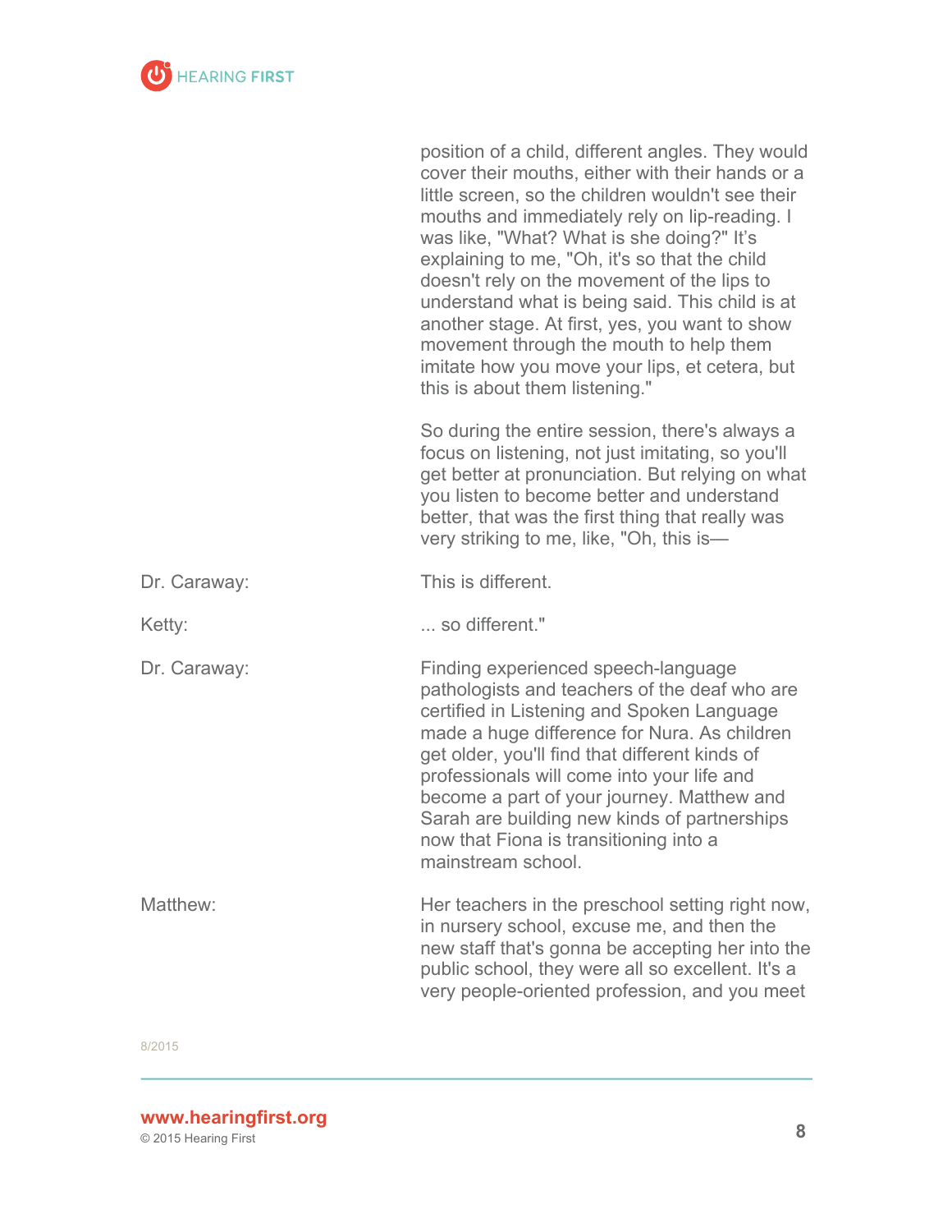position of a child, different angles. They would cover their mouths, either with their hands or a little screen, so the children wouldn't see their mouths and immediately rely on lip-reading. I was like, "What? What is she doing?" It's explaining to me, "Oh, it's so that the child doesn't rely on the movement of the lips to understand what is being said. This child is at another stage. At first, yes, you want to show movement through the mouth to help them imitate how you move your lips, et cetera, but this is about them listening."

So during the entire session, there's always a focus on listening, not just imitating, so you'll get better at pronunciation. But relying on what you listen to become better and understand better, that was the first thing that really was very striking to me, like, "Oh, this is—

**Dr. Caraway:** This is different.

**Ketty:** ... so different."

**Dr. Caraway:** Finding experienced speech-language pathologists and teachers of the deaf who are certified in Listening and Spoken Language made a huge difference for Nura. As children get older, you'll find that different kinds of professionals will come into your life and become a part of your journey. Matthew and Sarah are building new kinds of partnerships now that Fiona is transitioning into a mainstream school.

**Matthew:** Her teachers in the preschool setting right now, in nursery school, excuse me, and then the new staff that's gonna be accepting her into the public school, they were all so excellent. It's a very people-oriented profession, and you meet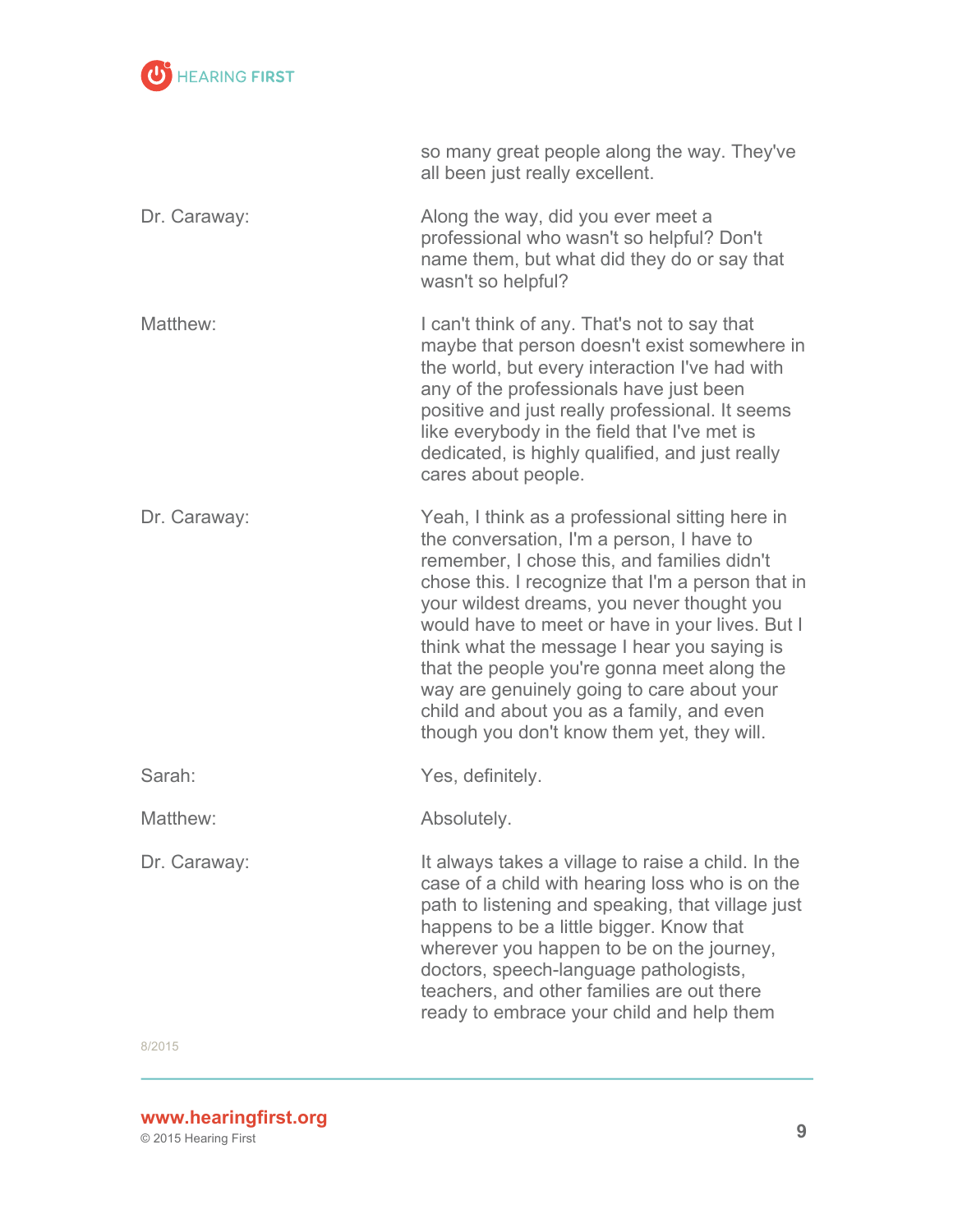so many great people along the way. They've all been just really excellent.

**Dr. Caraway:** Along the way, did you ever meet a professional who wasn't so helpful? Don't name them, but what did they do or say that wasn't so helpful?

**Matthew:** I can't think of any. That's not to say that maybe that person doesn't exist somewhere in the world, but every interaction I've had with any of the professionals have just been positive and just really professional. It seems like everybody in the field that I've met is dedicated, is highly qualified, and just really cares about people.

**Dr. Caraway:** Yeah, I think as a professional sitting here in the conversation, I'm a person, I have to remember, I chose this, and families didn't chose this. I recognize that I'm a person that in your wildest dreams, you never thought you would have to meet or have in your lives. But I think what the message I hear you saying is that the people you're gonna meet along the way are genuinely going to care about your child and about you as a family, and even though you don't know them yet, they will.

**Sarah:** Yes, definitely.

**Matthew:** Absolutely.

**Dr. Caraway:** It always takes a village to raise a child. In the case of a child with hearing loss who is on the path to listening and speaking, that village just happens to be a little bigger. Know that wherever you happen to be on the journey, doctors, speech-language pathologists, teachers, and other families are out there ready to embrace your child and help them

8/2015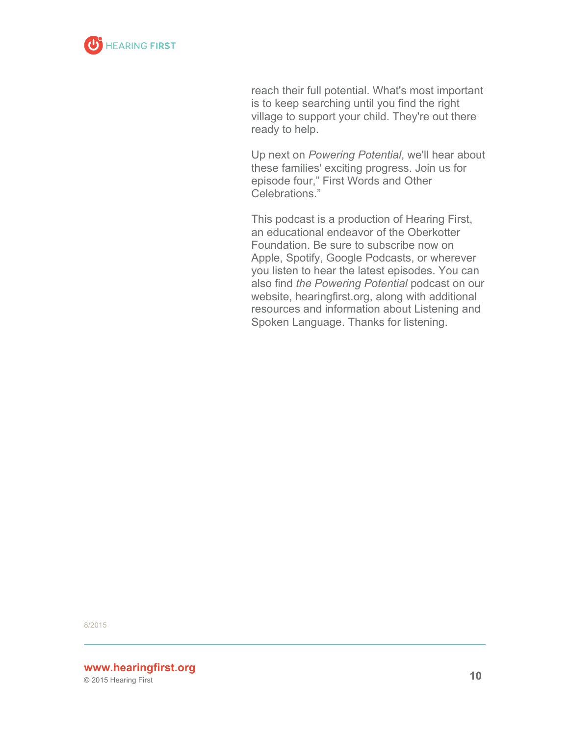reach their full potential. What's most important is to keep searching until you find the right village to support your child. They're out there ready to help.

Up next on *Powering Potential*, we'll hear about these families' exciting progress. Join us for episode four," First Words and Other Celebrations."

This podcast is a production of Hearing First, an educational endeavor of the Oberkotter Foundation. Be sure to subscribe now on Apple, Spotify, Google Podcasts, or wherever you listen to hear the latest episodes. You can also find *the Powering Potential* podcast on our website, hearingfirst.org, along with additional resources and information about Listening and Spoken Language. Thanks for listening.